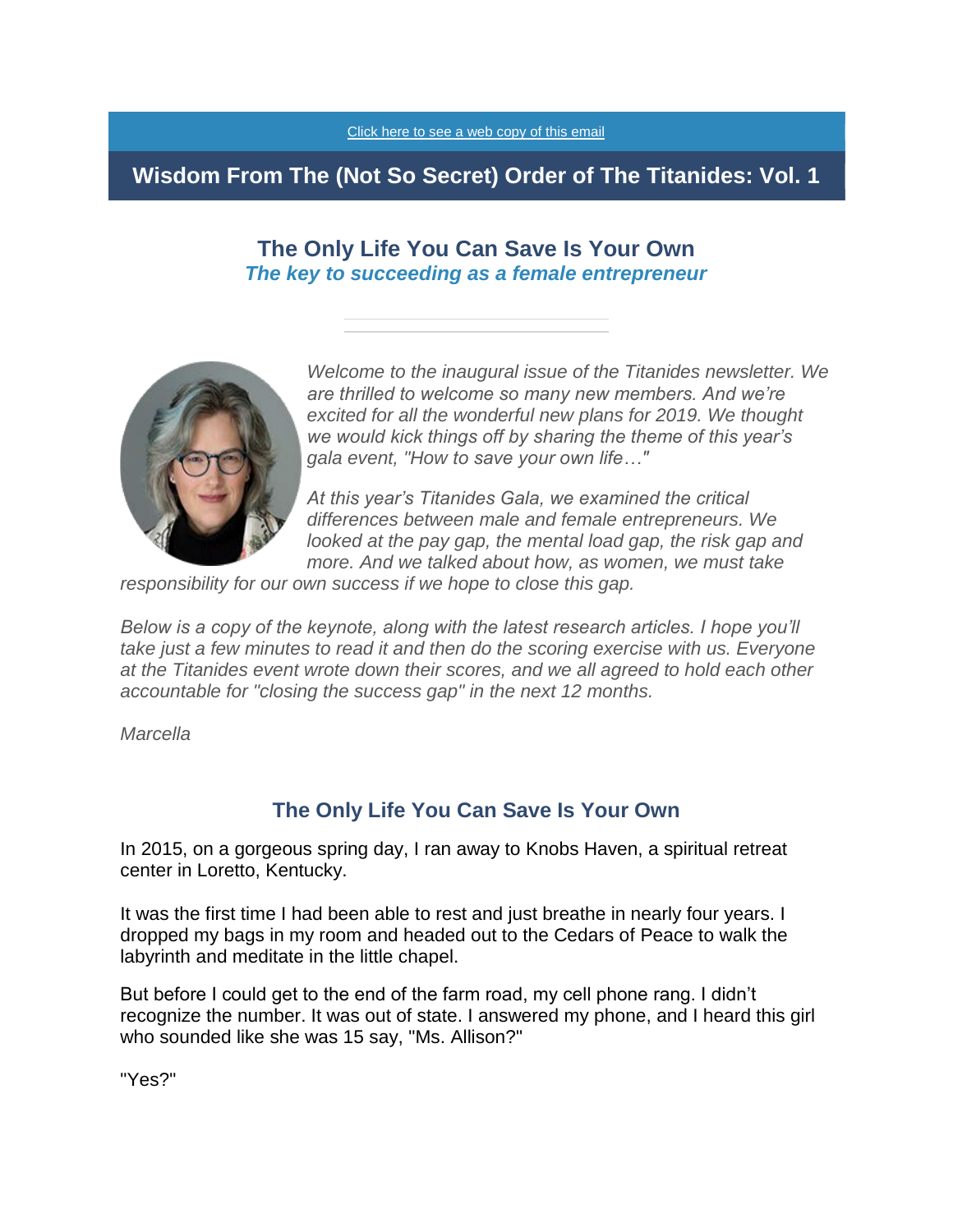Click here to see a web copy of this email

# Wisdom From The (Not So Secret) Order of The Titanides: Vol. 1

## The Only Life You Can Save Is Your Own

***The key to succeeding as a female entrepreneur***

*Welcome to the inaugural issue of the Titanides newsletter. We are thrilled to welcome so many new members. And we're excited for all the wonderful new plans for 2019. We thought we would kick things off by sharing the theme of this year's gala event, "How to save your own life…"*

*At this year's Titanides Gala, we examined the critical differences between male and female entrepreneurs. We looked at the pay gap, the mental load gap, the risk gap and more. And we talked about how, as women, we must take responsibility for our own success if we hope to close this gap.*

*Below is a copy of the keynote, along with the latest research articles. I hope you'll take just a few minutes to read it and then do the scoring exercise with us. Everyone at the Titanides event wrote down their scores, and we all agreed to hold each other accountable for "closing the success gap" in the next 12 months.*

*Marcella*

## The Only Life You Can Save Is Your Own

In 2015, on a gorgeous spring day, I ran away to Knobs Haven, a spiritual retreat center in Loretto, Kentucky.

It was the first time I had been able to rest and just breathe in nearly four years. I dropped my bags in my room and headed out to the Cedars of Peace to walk the labyrinth and meditate in the little chapel.

But before I could get to the end of the farm road, my cell phone rang. I didn't recognize the number. It was out of state. I answered my phone, and I heard this girl who sounded like she was 15 say, "Ms. Allison?"

"Yes?"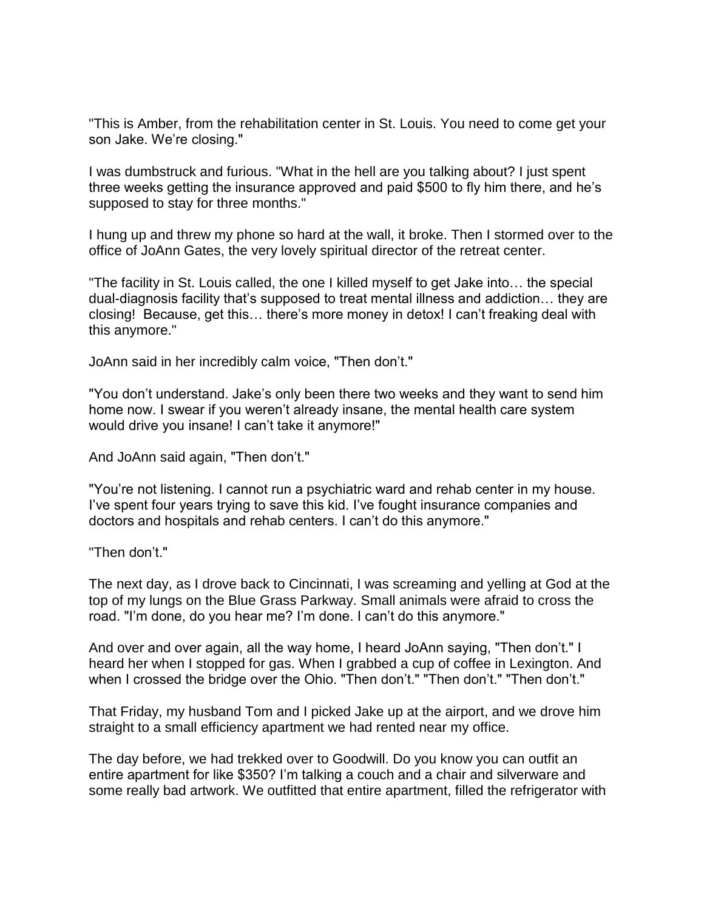"This is Amber, from the rehabilitation center in St. Louis. You need to come get your son Jake. We're closing."

I was dumbstruck and furious. "What in the hell are you talking about? I just spent three weeks getting the insurance approved and paid $500 to fly him there, and he's supposed to stay for three months."

I hung up and threw my phone so hard at the wall, it broke. Then I stormed over to the office of JoAnn Gates, the very lovely spiritual director of the retreat center.

"The facility in St. Louis called, the one I killed myself to get Jake into… the special dual-diagnosis facility that's supposed to treat mental illness and addiction… they are closing! Because, get this… there's more money in detox! I can't freaking deal with this anymore."

JoAnn said in her incredibly calm voice, "Then don't."

"You don't understand. Jake's only been there two weeks and they want to send him home now. I swear if you weren't already insane, the mental health care system would drive you insane! I can't take it anymore!"

And JoAnn said again, "Then don't."

"You're not listening. I cannot run a psychiatric ward and rehab center in my house. I've spent four years trying to save this kid. I've fought insurance companies and doctors and hospitals and rehab centers. I can't do this anymore."

"Then don't."

The next day, as I drove back to Cincinnati, I was screaming and yelling at God at the top of my lungs on the Blue Grass Parkway. Small animals were afraid to cross the road. "I'm done, do you hear me? I'm done. I can't do this anymore."

And over and over again, all the way home, I heard JoAnn saying, "Then don't." I heard her when I stopped for gas. When I grabbed a cup of coffee in Lexington. And when I crossed the bridge over the Ohio. "Then don't." "Then don't." "Then don't."

That Friday, my husband Tom and I picked Jake up at the airport, and we drove him straight to a small efficiency apartment we had rented near my office.

The day before, we had trekked over to Goodwill. Do you know you can outfit an entire apartment for like $350? I'm talking a couch and a chair and silverware and some really bad artwork. We outfitted that entire apartment, filled the refrigerator with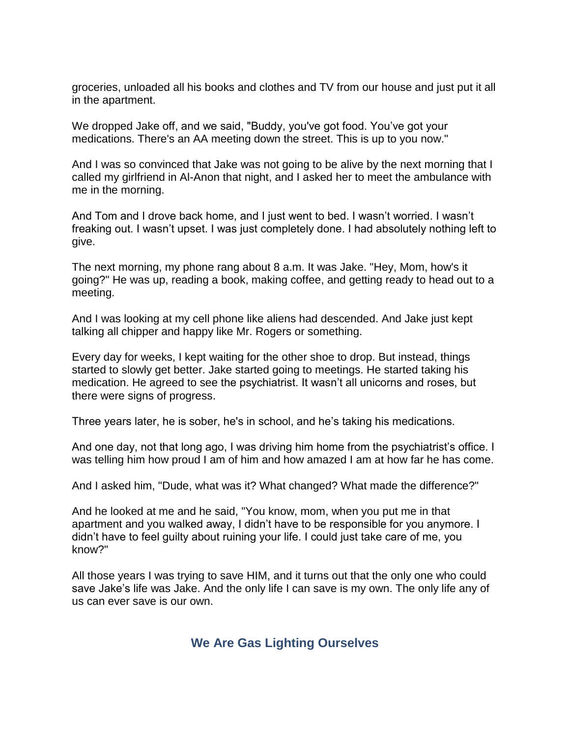groceries, unloaded all his books and clothes and TV from our house and just put it all in the apartment.

We dropped Jake off, and we said, "Buddy, you've got food. You've got your medications. There's an AA meeting down the street. This is up to you now."

And I was so convinced that Jake was not going to be alive by the next morning that I called my girlfriend in Al-Anon that night, and I asked her to meet the ambulance with me in the morning.

And Tom and I drove back home, and I just went to bed. I wasn't worried. I wasn't freaking out. I wasn't upset. I was just completely done. I had absolutely nothing left to give.

The next morning, my phone rang about 8 a.m. It was Jake. "Hey, Mom, how's it going?" He was up, reading a book, making coffee, and getting ready to head out to a meeting.

And I was looking at my cell phone like aliens had descended. And Jake just kept talking all chipper and happy like Mr. Rogers or something.

Every day for weeks, I kept waiting for the other shoe to drop. But instead, things started to slowly get better. Jake started going to meetings. He started taking his medication. He agreed to see the psychiatrist. It wasn't all unicorns and roses, but there were signs of progress.

Three years later, he is sober, he's in school, and he's taking his medications.

And one day, not that long ago, I was driving him home from the psychiatrist's office. I was telling him how proud I am of him and how amazed I am at how far he has come.

And I asked him, "Dude, what was it? What changed? What made the difference?"

And he looked at me and he said, "You know, mom, when you put me in that apartment and you walked away, I didn't have to be responsible for you anymore. I didn't have to feel guilty about ruining your life. I could just take care of me, you know?"

All those years I was trying to save HIM, and it turns out that the only one who could save Jake's life was Jake. And the only life I can save is my own. The only life any of us can ever save is our own.

## We Are Gas Lighting Ourselves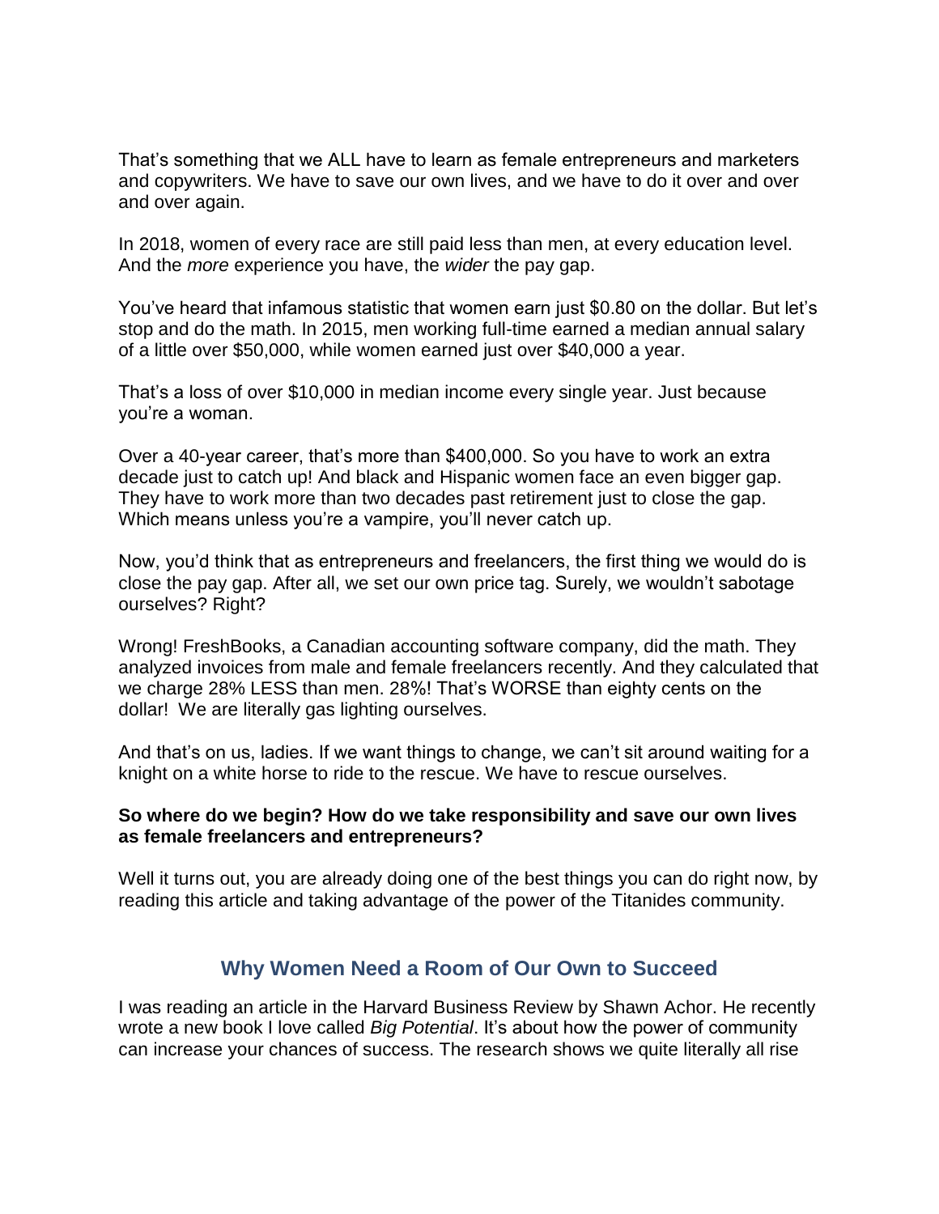That's something that we ALL have to learn as female entrepreneurs and marketers and copywriters. We have to save our own lives, and we have to do it over and over and over again.

In 2018, women of every race are still paid less than men, at every education level. And the *more* experience you have, the *wider* the pay gap.

You've heard that infamous statistic that women earn just $0.80 on the dollar. But let's stop and do the math. In 2015, men working full-time earned a median annual salary of a little over $50,000, while women earned just over $40,000 a year.

That's a loss of over $10,000 in median income every single year. Just because you're a woman.

Over a 40-year career, that's more than $400,000. So you have to work an extra decade just to catch up! And black and Hispanic women face an even bigger gap. They have to work more than two decades past retirement just to close the gap. Which means unless you're a vampire, you'll never catch up.

Now, you'd think that as entrepreneurs and freelancers, the first thing we would do is close the pay gap. After all, we set our own price tag. Surely, we wouldn't sabotage ourselves? Right?

Wrong! FreshBooks, a Canadian accounting software company, did the math. They analyzed invoices from male and female freelancers recently. And they calculated that we charge 28% LESS than men. 28%! That's WORSE than eighty cents on the dollar! We are literally gas lighting ourselves.

And that's on us, ladies. If we want things to change, we can't sit around waiting for a knight on a white horse to ride to the rescue. We have to rescue ourselves.

**So where do we begin? How do we take responsibility and save our own lives as female freelancers and entrepreneurs?**

Well it turns out, you are already doing one of the best things you can do right now, by reading this article and taking advantage of the power of the Titanides community.

## Why Women Need a Room of Our Own to Succeed

I was reading an article in the Harvard Business Review by Shawn Achor. He recently wrote a new book I love called *Big Potential*. It's about how the power of community can increase your chances of success. The research shows we quite literally all rise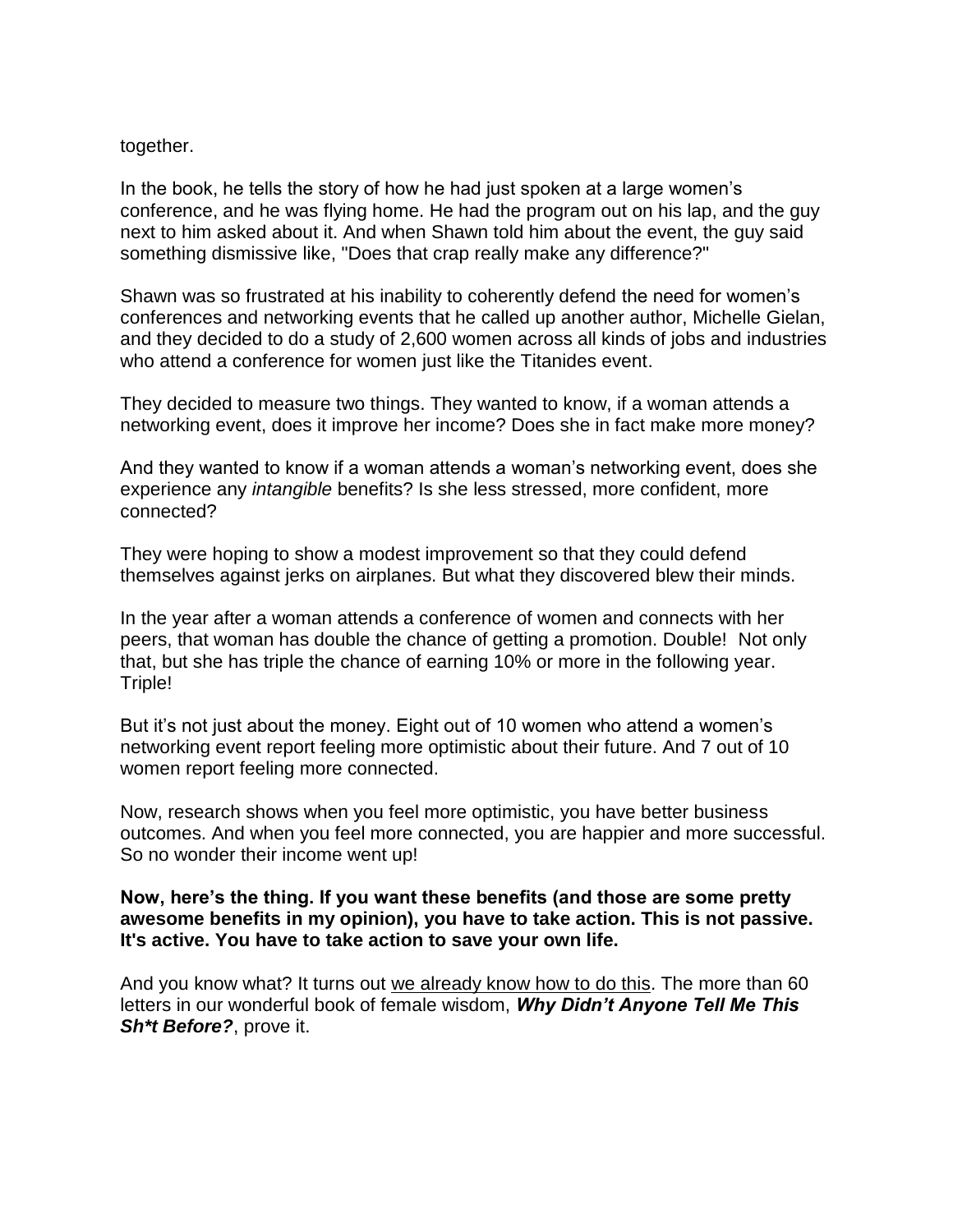together.

In the book, he tells the story of how he had just spoken at a large women's conference, and he was flying home. He had the program out on his lap, and the guy next to him asked about it. And when Shawn told him about the event, the guy said something dismissive like, "Does that crap really make any difference?"

Shawn was so frustrated at his inability to coherently defend the need for women's conferences and networking events that he called up another author, Michelle Gielan, and they decided to do a study of 2,600 women across all kinds of jobs and industries who attend a conference for women just like the Titanides event.

They decided to measure two things. They wanted to know, if a woman attends a networking event, does it improve her income? Does she in fact make more money?

And they wanted to know if a woman attends a woman's networking event, does she experience any *intangible* benefits? Is she less stressed, more confident, more connected?

They were hoping to show a modest improvement so that they could defend themselves against jerks on airplanes. But what they discovered blew their minds.

In the year after a woman attends a conference of women and connects with her peers, that woman has double the chance of getting a promotion. Double! Not only that, but she has triple the chance of earning 10% or more in the following year. Triple!

But it's not just about the money. Eight out of 10 women who attend a women's networking event report feeling more optimistic about their future. And 7 out of 10 women report feeling more connected.

Now, research shows when you feel more optimistic, you have better business outcomes. And when you feel more connected, you are happier and more successful. So no wonder their income went up!

**Now, here's the thing. If you want these benefits (and those are some pretty awesome benefits in my opinion), you have to take action. This is not passive. It's active. You have to take action to save your own life.**

And you know what? It turns out <u>we already know how to do this</u>. The more than 60 letters in our wonderful book of female wisdom, ***Why Didn't Anyone Tell Me This Sh*t Before?***, prove it.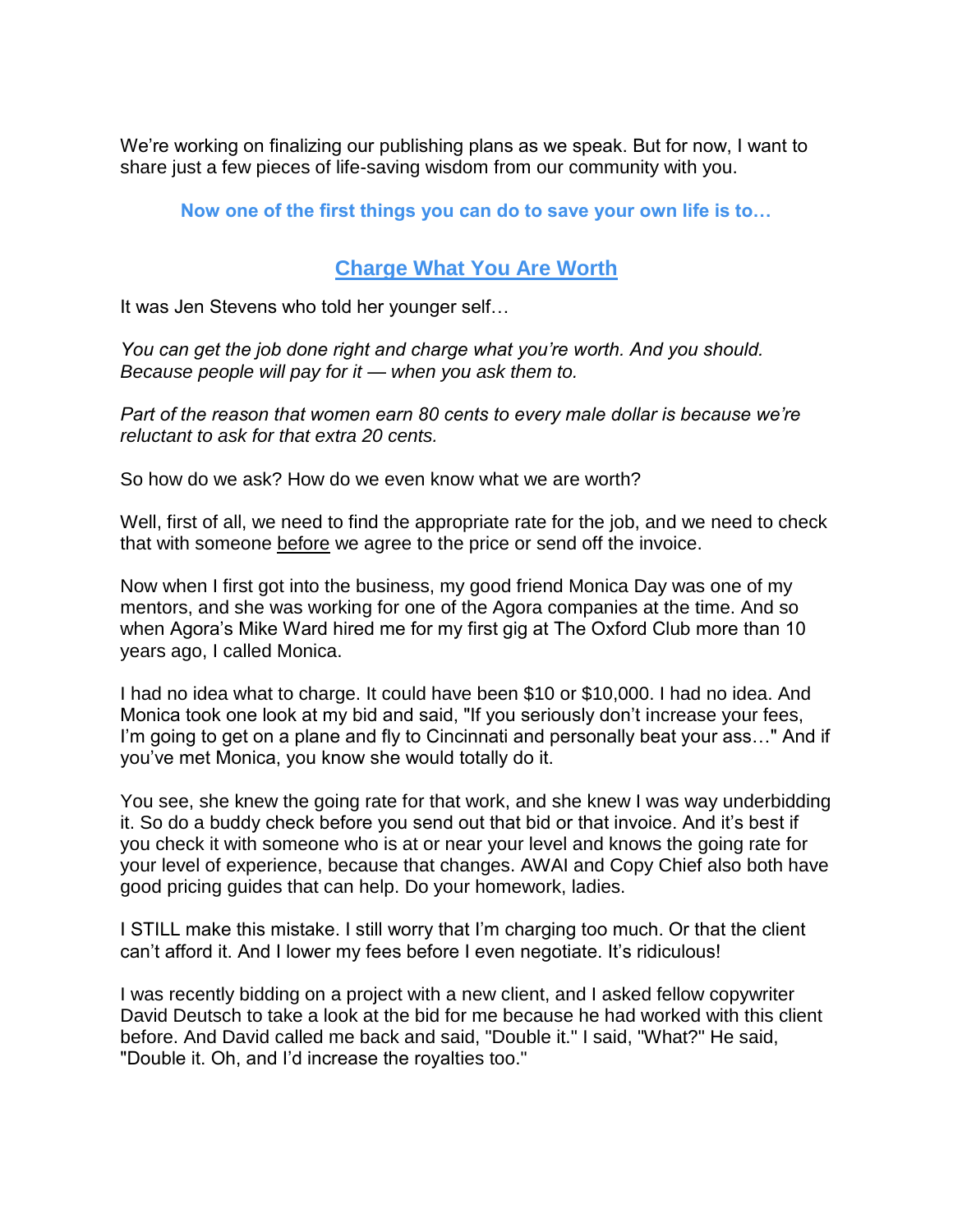We're working on finalizing our publishing plans as we speak. But for now, I want to share just a few pieces of life-saving wisdom from our community with you.

**Now one of the first things you can do to save your own life is to…**

## Charge What You Are Worth

It was Jen Stevens who told her younger self…

*You can get the job done right and charge what you're worth. And you should. Because people will pay for it — when you ask them to.*

*Part of the reason that women earn 80 cents to every male dollar is because we're reluctant to ask for that extra 20 cents.*

So how do we ask? How do we even know what we are worth?

Well, first of all, we need to find the appropriate rate for the job, and we need to check that with someone <u>before</u> we agree to the price or send off the invoice.

Now when I first got into the business, my good friend Monica Day was one of my mentors, and she was working for one of the Agora companies at the time. And so when Agora's Mike Ward hired me for my first gig at The Oxford Club more than 10 years ago, I called Monica.

I had no idea what to charge. It could have been $10 or $10,000. I had no idea. And Monica took one look at my bid and said, "If you seriously don't increase your fees, I'm going to get on a plane and fly to Cincinnati and personally beat your ass…" And if you've met Monica, you know she would totally do it.

You see, she knew the going rate for that work, and she knew I was way underbidding it. So do a buddy check before you send out that bid or that invoice. And it's best if you check it with someone who is at or near your level and knows the going rate for your level of experience, because that changes. AWAI and Copy Chief also both have good pricing guides that can help. Do your homework, ladies.

I STILL make this mistake. I still worry that I'm charging too much. Or that the client can't afford it. And I lower my fees before I even negotiate. It's ridiculous!

I was recently bidding on a project with a new client, and I asked fellow copywriter David Deutsch to take a look at the bid for me because he had worked with this client before. And David called me back and said, "Double it." I said, "What?" He said, "Double it. Oh, and I'd increase the royalties too."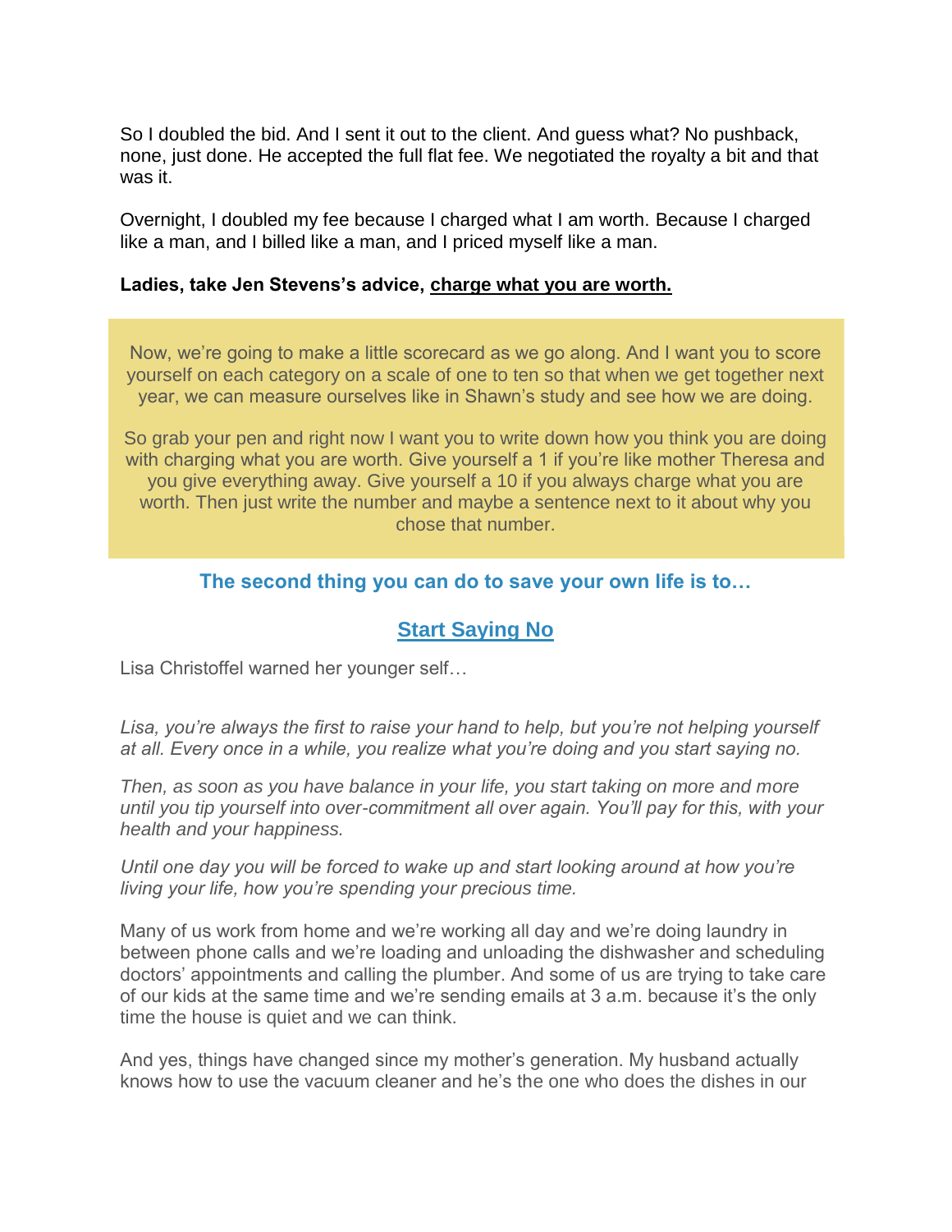So I doubled the bid. And I sent it out to the client. And guess what? No pushback, none, just done. He accepted the full flat fee. We negotiated the royalty a bit and that was it.

Overnight, I doubled my fee because I charged what I am worth. Because I charged like a man, and I billed like a man, and I priced myself like a man.

**Ladies, take Jen Stevens's advice, <u>charge what you are worth.</u>**

> Now, we're going to make a little scorecard as we go along. And I want you to score yourself on each category on a scale of one to ten so that when we get together next year, we can measure ourselves like in Shawn's study and see how we are doing.
>
> So grab your pen and right now I want you to write down how you think you are doing with charging what you are worth. Give yourself a 1 if you're like mother Theresa and you give everything away. Give yourself a 10 if you always charge what you are worth. Then just write the number and maybe a sentence next to it about why you chose that number.

### The second thing you can do to save your own life is to…

## <u>Start Saying No</u>

Lisa Christoffel warned her younger self…

*Lisa, you're always the first to raise your hand to help, but you're not helping yourself at all. Every once in a while, you realize what you're doing and you start saying no.*

*Then, as soon as you have balance in your life, you start taking on more and more until you tip yourself into over-commitment all over again. You'll pay for this, with your health and your happiness.*

*Until one day you will be forced to wake up and start looking around at how you're living your life, how you're spending your precious time.*

Many of us work from home and we're working all day and we're doing laundry in between phone calls and we're loading and unloading the dishwasher and scheduling doctors' appointments and calling the plumber. And some of us are trying to take care of our kids at the same time and we're sending emails at 3 a.m. because it's the only time the house is quiet and we can think.

And yes, things have changed since my mother's generation. My husband actually knows how to use the vacuum cleaner and he's the one who does the dishes in our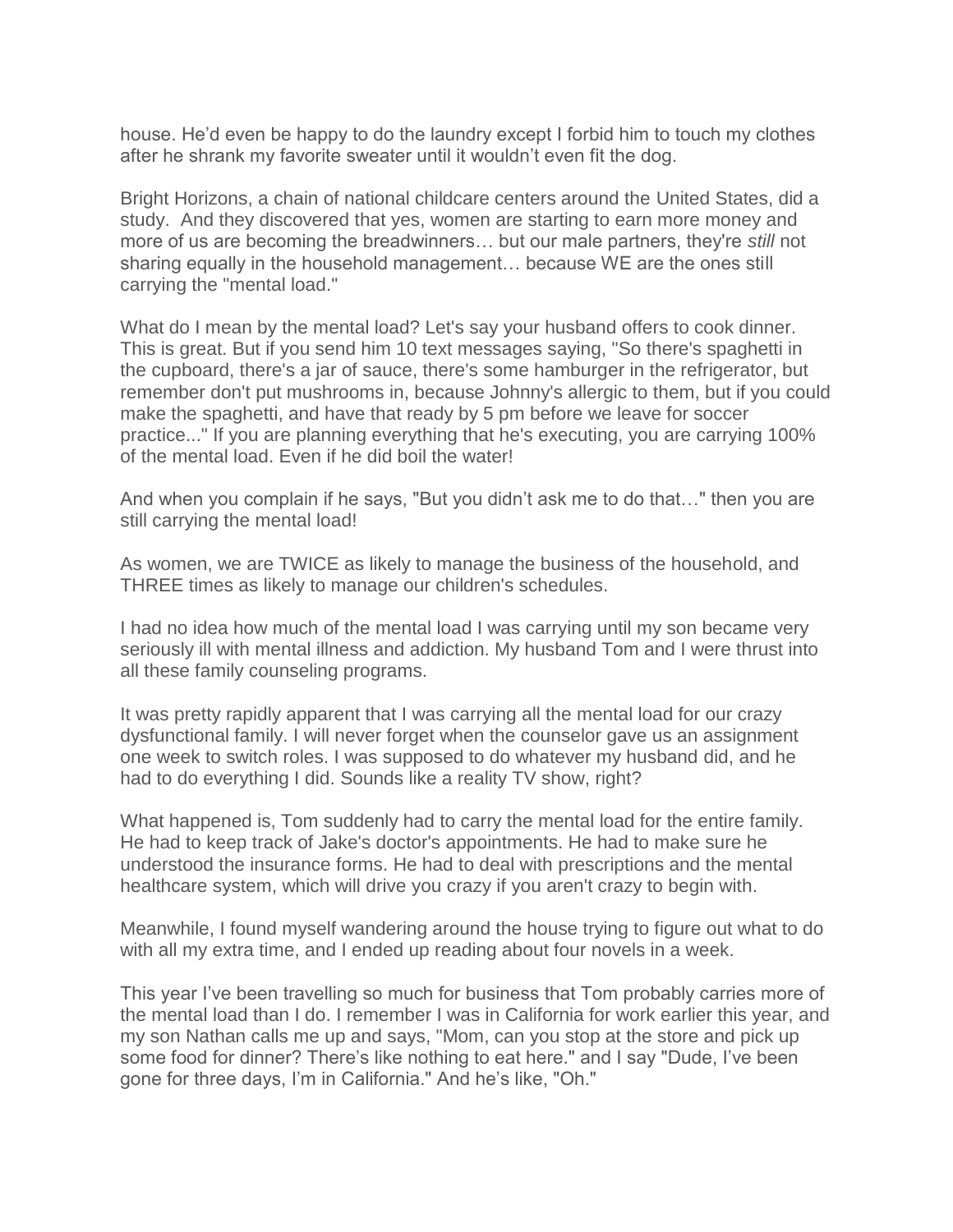house. He'd even be happy to do the laundry except I forbid him to touch my clothes after he shrank my favorite sweater until it wouldn't even fit the dog.

Bright Horizons, a chain of national childcare centers around the United States, did a study. And they discovered that yes, women are starting to earn more money and more of us are becoming the breadwinners… but our male partners, they're *still* not sharing equally in the household management… because WE are the ones still carrying the "mental load."

What do I mean by the mental load? Let's say your husband offers to cook dinner. This is great. But if you send him 10 text messages saying, "So there's spaghetti in the cupboard, there's a jar of sauce, there's some hamburger in the refrigerator, but remember don't put mushrooms in, because Johnny's allergic to them, but if you could make the spaghetti, and have that ready by 5 pm before we leave for soccer practice..." If you are planning everything that he's executing, you are carrying 100% of the mental load. Even if he did boil the water!

And when you complain if he says, "But you didn't ask me to do that…" then you are still carrying the mental load!

As women, we are TWICE as likely to manage the business of the household, and THREE times as likely to manage our children's schedules.

I had no idea how much of the mental load I was carrying until my son became very seriously ill with mental illness and addiction. My husband Tom and I were thrust into all these family counseling programs.

It was pretty rapidly apparent that I was carrying all the mental load for our crazy dysfunctional family. I will never forget when the counselor gave us an assignment one week to switch roles. I was supposed to do whatever my husband did, and he had to do everything I did. Sounds like a reality TV show, right?

What happened is, Tom suddenly had to carry the mental load for the entire family. He had to keep track of Jake's doctor's appointments. He had to make sure he understood the insurance forms. He had to deal with prescriptions and the mental healthcare system, which will drive you crazy if you aren't crazy to begin with.

Meanwhile, I found myself wandering around the house trying to figure out what to do with all my extra time, and I ended up reading about four novels in a week.

This year I've been travelling so much for business that Tom probably carries more of the mental load than I do. I remember I was in California for work earlier this year, and my son Nathan calls me up and says, "Mom, can you stop at the store and pick up some food for dinner? There's like nothing to eat here." and I say "Dude, I've been gone for three days, I'm in California." And he's like, "Oh."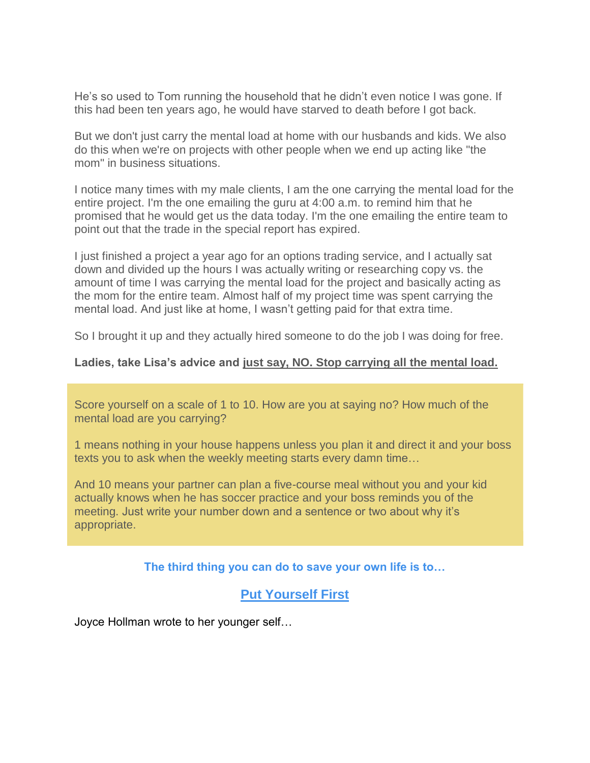He’s so used to Tom running the household that he didn’t even notice I was gone. If this had been ten years ago, he would have starved to death before I got back.

But we don't just carry the mental load at home with our husbands and kids. We also do this when we're on projects with other people when we end up acting like "the mom" in business situations.

I notice many times with my male clients, I am the one carrying the mental load for the entire project. I'm the one emailing the guru at 4:00 a.m. to remind him that he promised that he would get us the data today. I'm the one emailing the entire team to point out that the trade in the special report has expired.

I just finished a project a year ago for an options trading service, and I actually sat down and divided up the hours I was actually writing or researching copy vs. the amount of time I was carrying the mental load for the project and basically acting as the mom for the entire team. Almost half of my project time was spent carrying the mental load. And just like at home, I wasn’t getting paid for that extra time.

So I brought it up and they actually hired someone to do the job I was doing for free.

**Ladies, take Lisa’s advice and just say, NO. Stop carrying all the mental load.**

> Score yourself on a scale of 1 to 10. How are you at saying no? How much of the mental load are you carrying?
>
> 1 means nothing in your house happens unless you plan it and direct it and your boss texts you to ask when the weekly meeting starts every damn time…
>
> And 10 means your partner can plan a five-course meal without you and your kid actually knows when he has soccer practice and your boss reminds you of the meeting. Just write your number down and a sentence or two about why it’s appropriate.

**The third thing you can do to save your own life is to…**

## Put Yourself First

Joyce Hollman wrote to her younger self…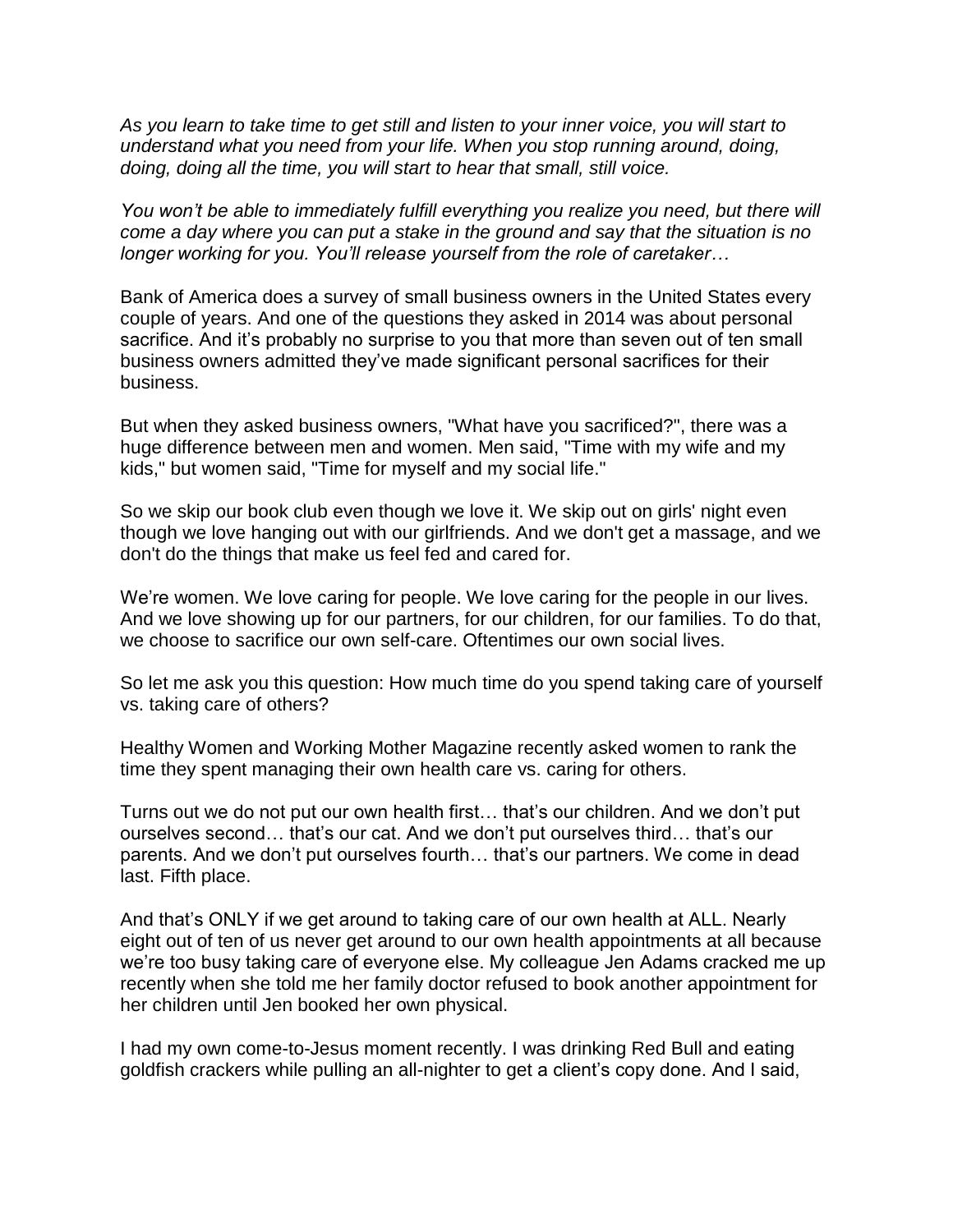*As you learn to take time to get still and listen to your inner voice, you will start to understand what you need from your life. When you stop running around, doing, doing, doing all the time, you will start to hear that small, still voice.*

*You won't be able to immediately fulfill everything you realize you need, but there will come a day where you can put a stake in the ground and say that the situation is no longer working for you. You'll release yourself from the role of caretaker…*

Bank of America does a survey of small business owners in the United States every couple of years. And one of the questions they asked in 2014 was about personal sacrifice. And it's probably no surprise to you that more than seven out of ten small business owners admitted they've made significant personal sacrifices for their business.

But when they asked business owners, "What have you sacrificed?", there was a huge difference between men and women. Men said, "Time with my wife and my kids," but women said, "Time for myself and my social life."

So we skip our book club even though we love it. We skip out on girls' night even though we love hanging out with our girlfriends. And we don't get a massage, and we don't do the things that make us feel fed and cared for.

We're women. We love caring for people. We love caring for the people in our lives. And we love showing up for our partners, for our children, for our families. To do that, we choose to sacrifice our own self-care. Oftentimes our own social lives.

So let me ask you this question: How much time do you spend taking care of yourself vs. taking care of others?

Healthy Women and Working Mother Magazine recently asked women to rank the time they spent managing their own health care vs. caring for others.

Turns out we do not put our own health first… that's our children. And we don't put ourselves second… that's our cat. And we don't put ourselves third… that's our parents. And we don't put ourselves fourth… that's our partners. We come in dead last. Fifth place.

And that's ONLY if we get around to taking care of our own health at ALL. Nearly eight out of ten of us never get around to our own health appointments at all because we're too busy taking care of everyone else. My colleague Jen Adams cracked me up recently when she told me her family doctor refused to book another appointment for her children until Jen booked her own physical.

I had my own come-to-Jesus moment recently. I was drinking Red Bull and eating goldfish crackers while pulling an all-nighter to get a client's copy done. And I said,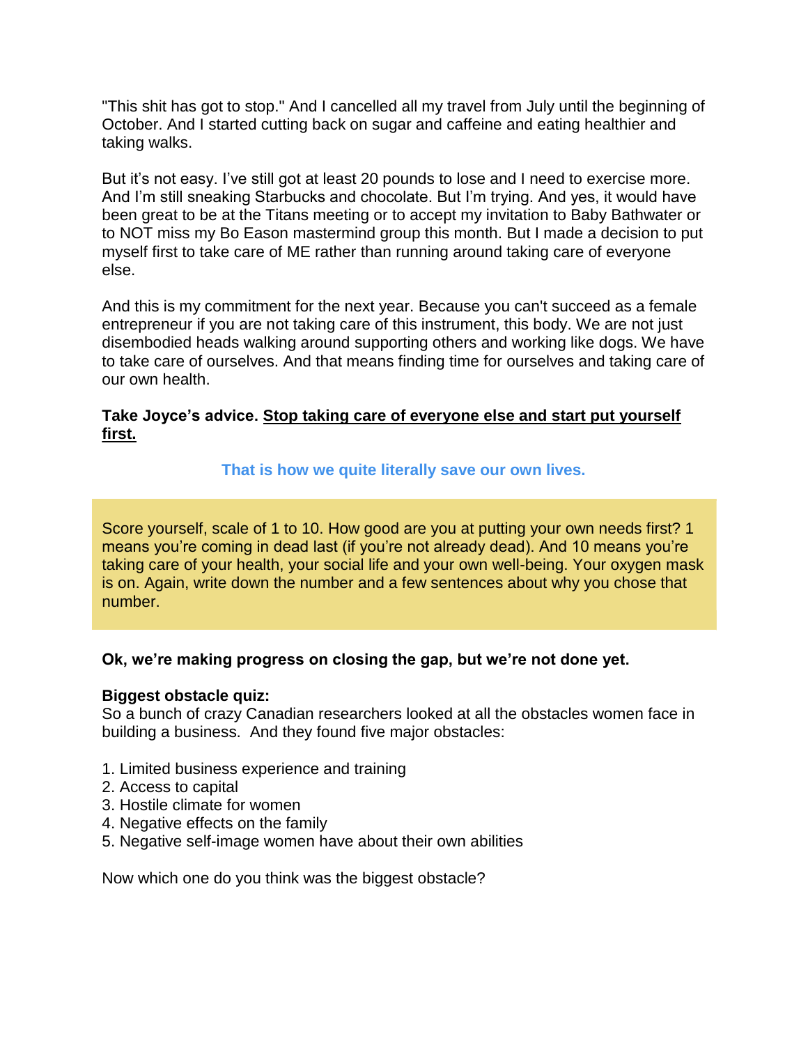"This shit has got to stop." And I cancelled all my travel from July until the beginning of October. And I started cutting back on sugar and caffeine and eating healthier and taking walks.

But it's not easy. I've still got at least 20 pounds to lose and I need to exercise more. And I'm still sneaking Starbucks and chocolate. But I'm trying. And yes, it would have been great to be at the Titans meeting or to accept my invitation to Baby Bathwater or to NOT miss my Bo Eason mastermind group this month. But I made a decision to put myself first to take care of ME rather than running around taking care of everyone else.

And this is my commitment for the next year. Because you can't succeed as a female entrepreneur if you are not taking care of this instrument, this body. We are not just disembodied heads walking around supporting others and working like dogs. We have to take care of ourselves. And that means finding time for ourselves and taking care of our own health.

**Take Joyce's advice. <u>Stop taking care of everyone else and start put yourself first.</u>**

**That is how we quite literally save our own lives.**

> Score yourself, scale of 1 to 10. How good are you at putting your own needs first? 1 means you're coming in dead last (if you're not already dead). And 10 means you're taking care of your health, your social life and your own well-being. Your oxygen mask is on. Again, write down the number and a few sentences about why you chose that number.

**Ok, we're making progress on closing the gap, but we're not done yet.**

**Biggest obstacle quiz:**
So a bunch of crazy Canadian researchers looked at all the obstacles women face in building a business. And they found five major obstacles:

1. Limited business experience and training
2. Access to capital
3. Hostile climate for women
4. Negative effects on the family
5. Negative self-image women have about their own abilities

Now which one do you think was the biggest obstacle?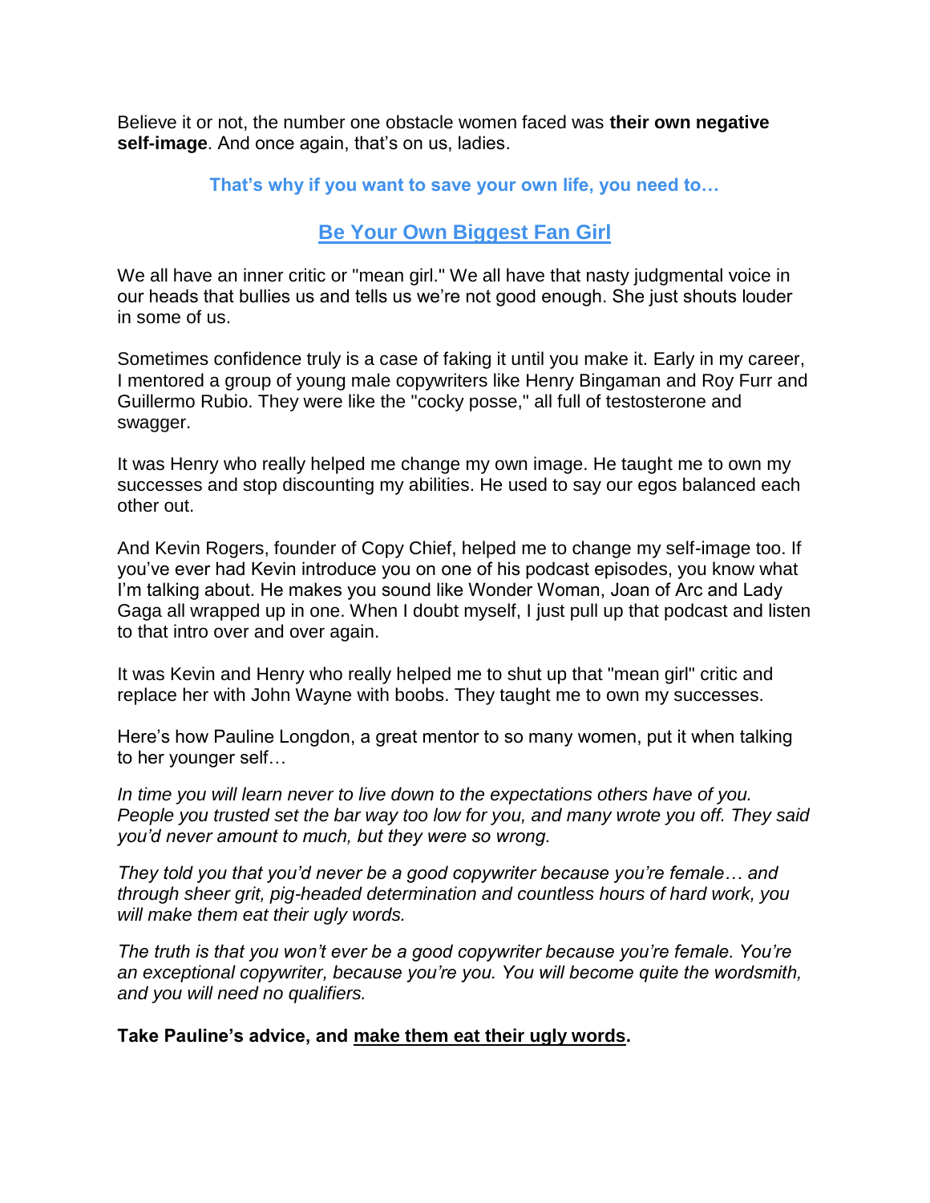Believe it or not, the number one obstacle women faced was **their own negative self-image**. And once again, that's on us, ladies.

**That's why if you want to save your own life, you need to…**

## Be Your Own Biggest Fan Girl

We all have an inner critic or "mean girl." We all have that nasty judgmental voice in our heads that bullies us and tells us we're not good enough. She just shouts louder in some of us.

Sometimes confidence truly is a case of faking it until you make it. Early in my career, I mentored a group of young male copywriters like Henry Bingaman and Roy Furr and Guillermo Rubio. They were like the "cocky posse," all full of testosterone and swagger.

It was Henry who really helped me change my own image. He taught me to own my successes and stop discounting my abilities. He used to say our egos balanced each other out.

And Kevin Rogers, founder of Copy Chief, helped me to change my self-image too. If you've ever had Kevin introduce you on one of his podcast episodes, you know what I'm talking about. He makes you sound like Wonder Woman, Joan of Arc and Lady Gaga all wrapped up in one. When I doubt myself, I just pull up that podcast and listen to that intro over and over again.

It was Kevin and Henry who really helped me to shut up that "mean girl" critic and replace her with John Wayne with boobs. They taught me to own my successes.

Here's how Pauline Longdon, a great mentor to so many women, put it when talking to her younger self…

*In time you will learn never to live down to the expectations others have of you. People you trusted set the bar way too low for you, and many wrote you off. They said you'd never amount to much, but they were so wrong.*

*They told you that you'd never be a good copywriter because you're female… and through sheer grit, pig-headed determination and countless hours of hard work, you will make them eat their ugly words.*

*The truth is that you won't ever be a good copywriter because you're female. You're an exceptional copywriter, because you're you. You will become quite the wordsmith, and you will need no qualifiers.*

**Take Pauline's advice, and make them eat their ugly words.**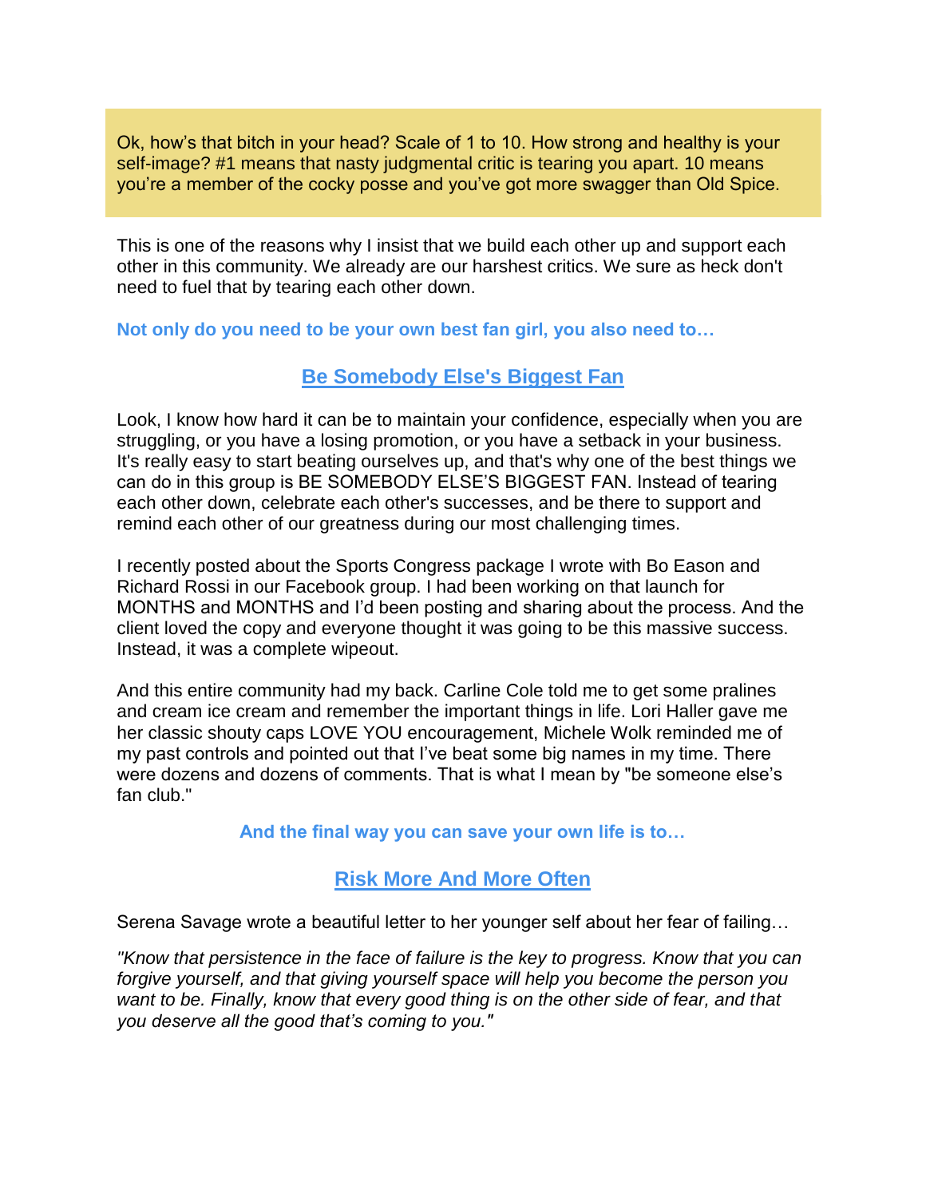Ok, how's that bitch in your head? Scale of 1 to 10. How strong and healthy is your self-image? #1 means that nasty judgmental critic is tearing you apart. 10 means you're a member of the cocky posse and you've got more swagger than Old Spice.

This is one of the reasons why I insist that we build each other up and support each other in this community. We already are our harshest critics. We sure as heck don't need to fuel that by tearing each other down.

**Not only do you need to be your own best fan girl, you also need to…**

## Be Somebody Else's Biggest Fan

Look, I know how hard it can be to maintain your confidence, especially when you are struggling, or you have a losing promotion, or you have a setback in your business. It's really easy to start beating ourselves up, and that's why one of the best things we can do in this group is BE SOMEBODY ELSE'S BIGGEST FAN. Instead of tearing each other down, celebrate each other's successes, and be there to support and remind each other of our greatness during our most challenging times.

I recently posted about the Sports Congress package I wrote with Bo Eason and Richard Rossi in our Facebook group. I had been working on that launch for MONTHS and MONTHS and I'd been posting and sharing about the process. And the client loved the copy and everyone thought it was going to be this massive success. Instead, it was a complete wipeout.

And this entire community had my back. Carline Cole told me to get some pralines and cream ice cream and remember the important things in life. Lori Haller gave me her classic shouty caps LOVE YOU encouragement, Michele Wolk reminded me of my past controls and pointed out that I've beat some big names in my time. There were dozens and dozens of comments. That is what I mean by "be someone else's fan club."

**And the final way you can save your own life is to…**

## Risk More And More Often

Serena Savage wrote a beautiful letter to her younger self about her fear of failing…

*"Know that persistence in the face of failure is the key to progress. Know that you can forgive yourself, and that giving yourself space will help you become the person you want to be. Finally, know that every good thing is on the other side of fear, and that you deserve all the good that's coming to you."*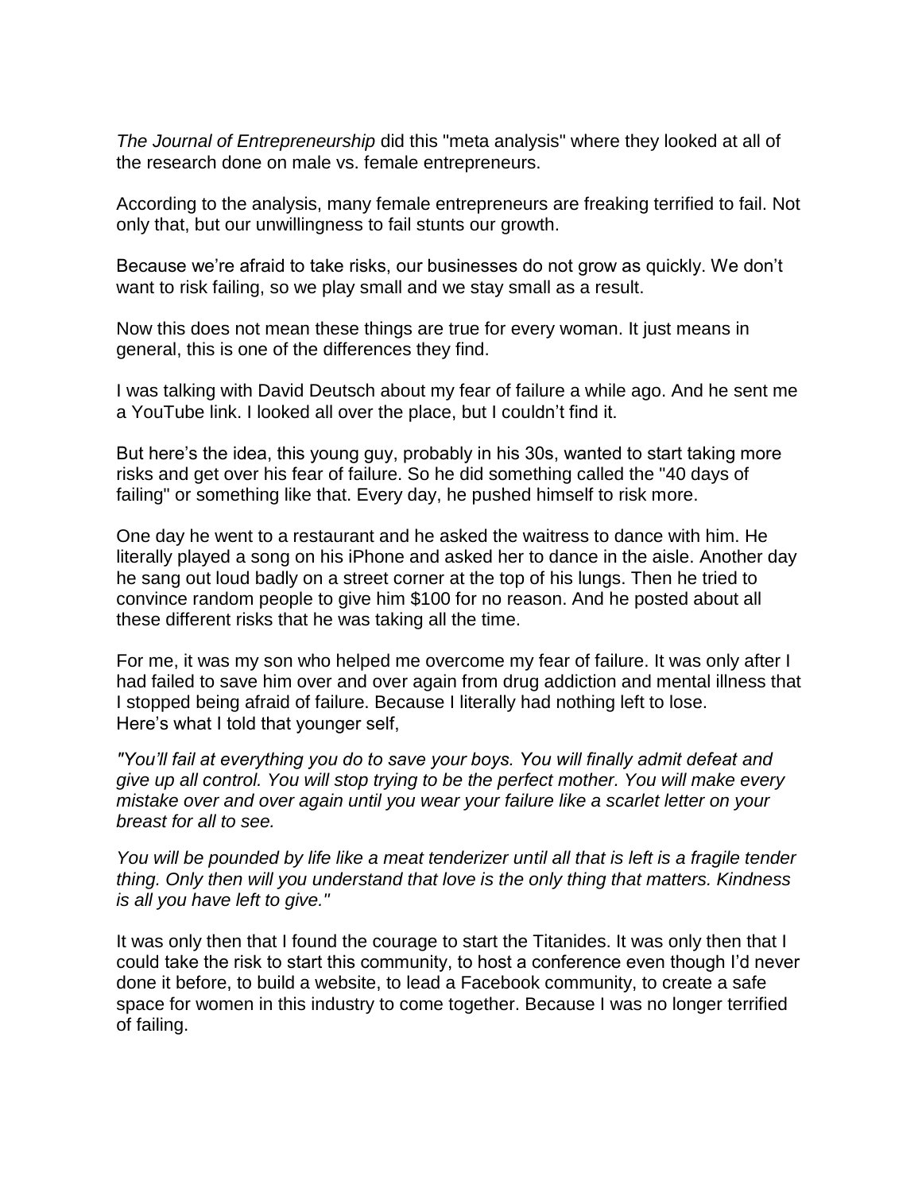*The Journal of Entrepreneurship* did this "meta analysis" where they looked at all of the research done on male vs. female entrepreneurs.

According to the analysis, many female entrepreneurs are freaking terrified to fail. Not only that, but our unwillingness to fail stunts our growth.

Because we're afraid to take risks, our businesses do not grow as quickly. We don't want to risk failing, so we play small and we stay small as a result.

Now this does not mean these things are true for every woman. It just means in general, this is one of the differences they find.

I was talking with David Deutsch about my fear of failure a while ago. And he sent me a YouTube link. I looked all over the place, but I couldn't find it.

But here's the idea, this young guy, probably in his 30s, wanted to start taking more risks and get over his fear of failure. So he did something called the "40 days of failing" or something like that. Every day, he pushed himself to risk more.

One day he went to a restaurant and he asked the waitress to dance with him. He literally played a song on his iPhone and asked her to dance in the aisle. Another day he sang out loud badly on a street corner at the top of his lungs. Then he tried to convince random people to give him $100 for no reason. And he posted about all these different risks that he was taking all the time.

For me, it was my son who helped me overcome my fear of failure. It was only after I had failed to save him over and over again from drug addiction and mental illness that I stopped being afraid of failure. Because I literally had nothing left to lose.
Here's what I told that younger self,

*"You'll fail at everything you do to save your boys. You will finally admit defeat and give up all control. You will stop trying to be the perfect mother. You will make every mistake over and over again until you wear your failure like a scarlet letter on your breast for all to see.*

*You will be pounded by life like a meat tenderizer until all that is left is a fragile tender thing. Only then will you understand that love is the only thing that matters. Kindness is all you have left to give."*

It was only then that I found the courage to start the Titanides. It was only then that I could take the risk to start this community, to host a conference even though I'd never done it before, to build a website, to lead a Facebook community, to create a safe space for women in this industry to come together. Because I was no longer terrified of failing.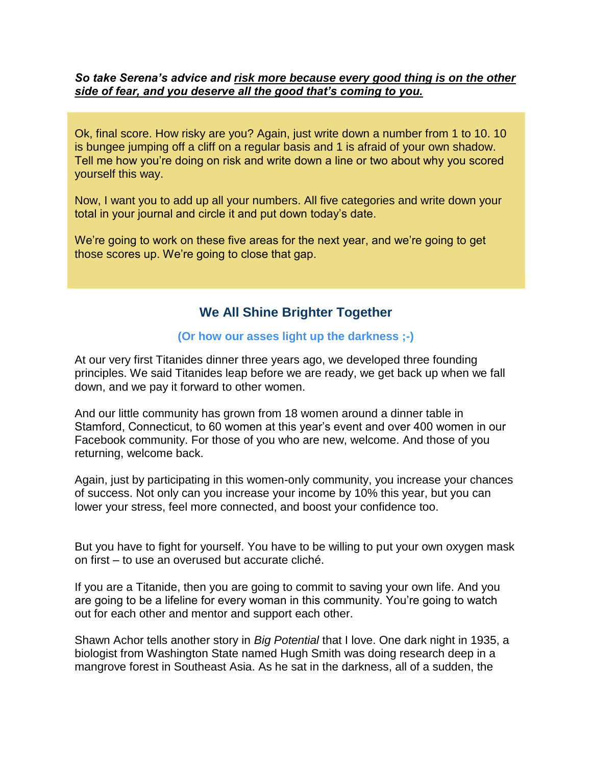***So take Serena's advice and <u>risk more because every good thing is on the other side of fear, and you deserve all the good that's coming to you.</u>***

> Ok, final score. How risky are you? Again, just write down a number from 1 to 10. 10 is bungee jumping off a cliff on a regular basis and 1 is afraid of your own shadow. Tell me how you're doing on risk and write down a line or two about why you scored yourself this way.
>
> Now, I want you to add up all your numbers. All five categories and write down your total in your journal and circle it and put down today's date.
>
> We're going to work on these five areas for the next year, and we're going to get those scores up. We're going to close that gap.

## We All Shine Brighter Together

### (Or how our asses light up the darkness ;-)

At our very first Titanides dinner three years ago, we developed three founding principles. We said Titanides leap before we are ready, we get back up when we fall down, and we pay it forward to other women.

And our little community has grown from 18 women around a dinner table in Stamford, Connecticut, to 60 women at this year's event and over 400 women in our Facebook community. For those of you who are new, welcome. And those of you returning, welcome back.

Again, just by participating in this women-only community, you increase your chances of success. Not only can you increase your income by 10% this year, but you can lower your stress, feel more connected, and boost your confidence too.

But you have to fight for yourself. You have to be willing to put your own oxygen mask on first – to use an overused but accurate cliché.

If you are a Titanide, then you are going to commit to saving your own life. And you are going to be a lifeline for every woman in this community. You're going to watch out for each other and mentor and support each other.

Shawn Achor tells another story in *Big Potential* that I love. One dark night in 1935, a biologist from Washington State named Hugh Smith was doing research deep in a mangrove forest in Southeast Asia. As he sat in the darkness, all of a sudden, the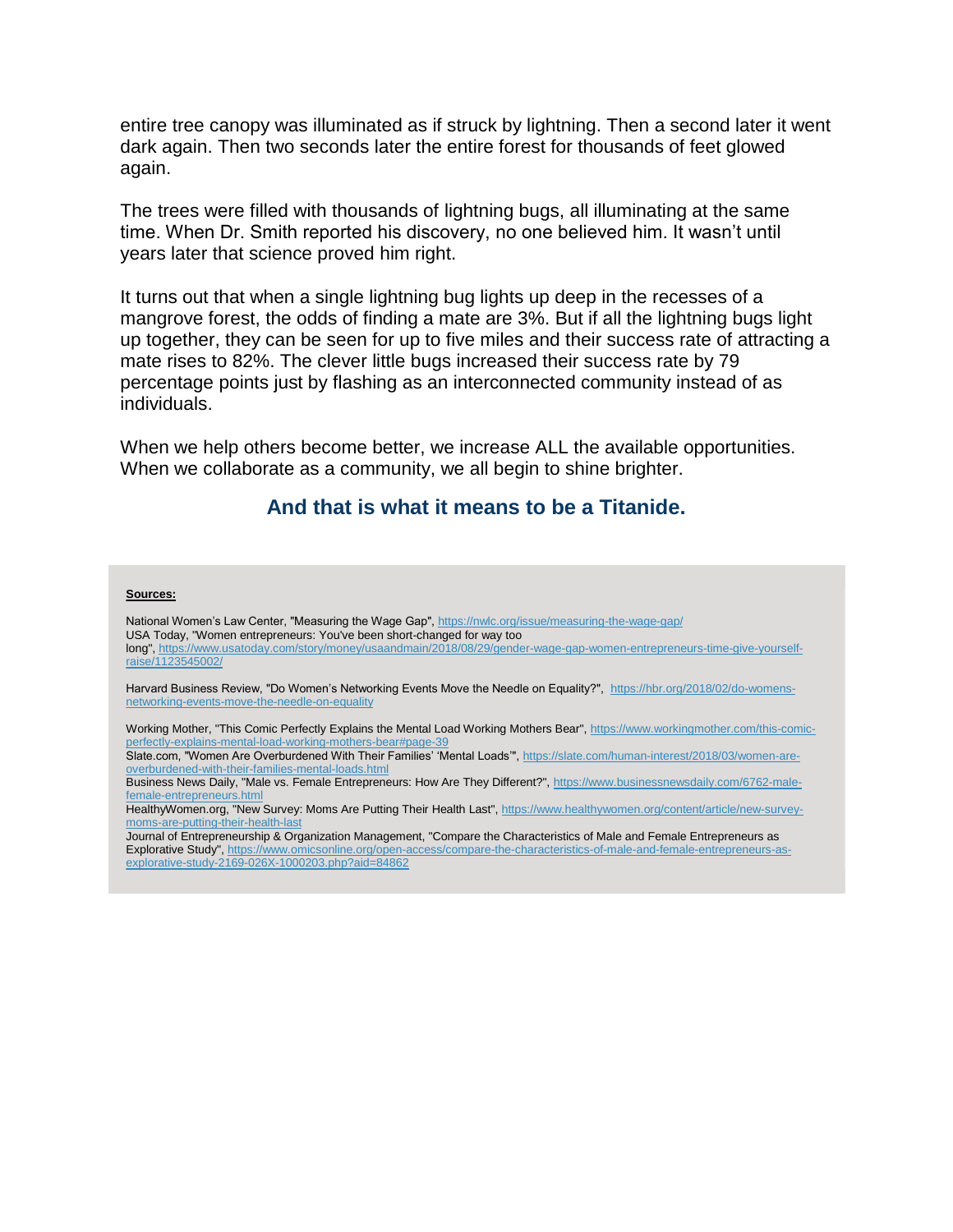entire tree canopy was illuminated as if struck by lightning. Then a second later it went dark again. Then two seconds later the entire forest for thousands of feet glowed again.

The trees were filled with thousands of lightning bugs, all illuminating at the same time. When Dr. Smith reported his discovery, no one believed him. It wasn't until years later that science proved him right.

It turns out that when a single lightning bug lights up deep in the recesses of a mangrove forest, the odds of finding a mate are 3%. But if all the lightning bugs light up together, they can be seen for up to five miles and their success rate of attracting a mate rises to 82%. The clever little bugs increased their success rate by 79 percentage points just by flashing as an interconnected community instead of as individuals.

When we help others become better, we increase ALL the available opportunities. When we collaborate as a community, we all begin to shine brighter.

**And that is what it means to be a Titanide.**

**Sources:**

National Women's Law Center, "Measuring the Wage Gap", https://nwlc.org/issue/measuring-the-wage-gap/
USA Today, "Women entrepreneurs: You've been short-changed for way too long", https://www.usatoday.com/story/money/usaandmain/2018/08/29/gender-wage-gap-women-entrepreneurs-time-give-yourself-raise/1123545002/

Harvard Business Review, "Do Women's Networking Events Move the Needle on Equality?", https://hbr.org/2018/02/do-womens-networking-events-move-the-needle-on-equality

Working Mother, "This Comic Perfectly Explains the Mental Load Working Mothers Bear", https://www.workingmother.com/this-comic-perfectly-explains-mental-load-working-mothers-bear#page-39
Slate.com, "Women Are Overburdened With Their Families' 'Mental Loads'", https://slate.com/human-interest/2018/03/women-are-overburdened-with-their-families-mental-loads.html
Business News Daily, "Male vs. Female Entrepreneurs: How Are They Different?", https://www.businessnewsdaily.com/6762-male-female-entrepreneurs.html
HealthyWomen.org, "New Survey: Moms Are Putting Their Health Last", https://www.healthywomen.org/content/article/new-survey-moms-are-putting-their-health-last
Journal of Entrepreneurship & Organization Management, "Compare the Characteristics of Male and Female Entrepreneurs as Explorative Study", https://www.omicsonline.org/open-access/compare-the-characteristics-of-male-and-female-entrepreneurs-as-explorative-study-2169-026X-1000203.php?aid=84862